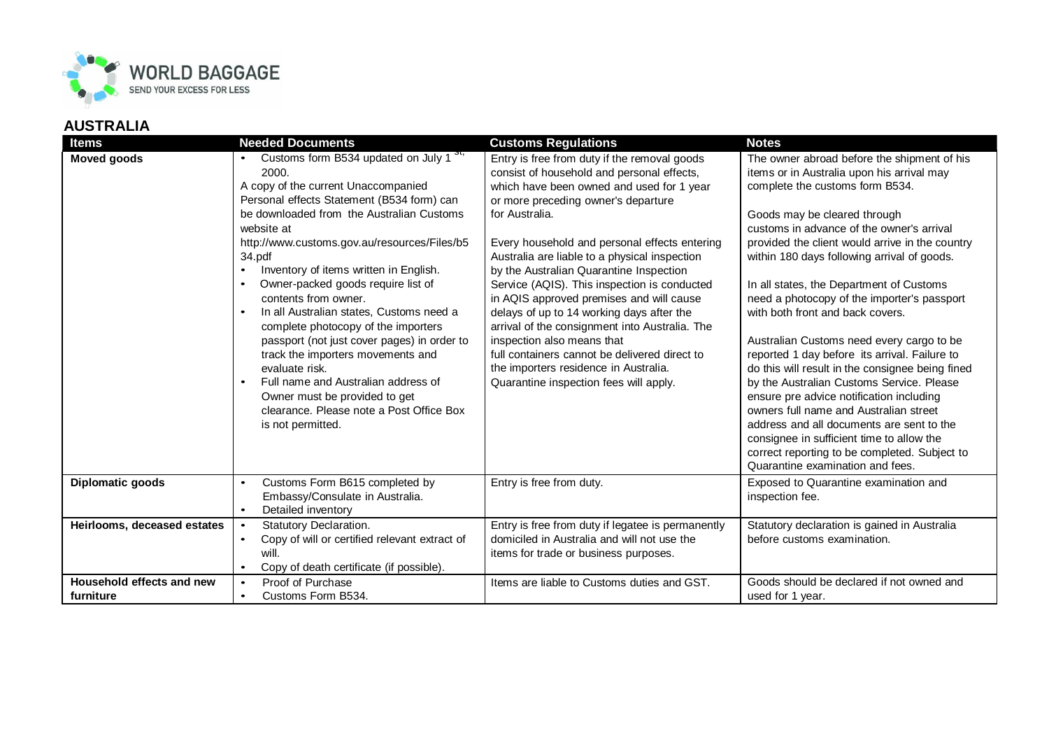WORLD BAGGAGE
SEND YOUR EXCESS FOR LESS

## AUSTRALIA

| Items | Needed Documents | Customs Regulations | Notes |
|---|---|---|---|
| **Moved goods** | • Customs form B534 updated on July 1[st], 2000.<br>A copy of the current Unaccompanied Personal effects Statement (B534 form) can be downloaded from the Australian Customs website at http://www.customs.gov.au/resources/Files/b534.pdf<br>• Inventory of items written in English.<br>• Owner-packed goods require list of contents from owner.<br>• In all Australian states, Customs need a complete photocopy of the importers passport (not just cover pages) in order to track the importers movements and evaluate risk.<br>• Full name and Australian address of Owner must be provided to get clearance. Please note a Post Office Box is not permitted. | Entry is free from duty if the removal goods consist of household and personal effects, which have been owned and used for 1 year or more preceding owner's departure for Australia.<br><br>Every household and personal effects entering Australia are liable to a physical inspection by the Australian Quarantine Inspection Service (AQIS). This inspection is conducted in AQIS approved premises and will cause delays of up to 14 working days after the arrival of the consignment into Australia. The inspection also means that full containers cannot be delivered direct to the importers residence in Australia. Quarantine inspection fees will apply. | The owner abroad before the shipment of his items or in Australia upon his arrival may complete the customs form B534.<br><br>Goods may be cleared through customs in advance of the owner's arrival provided the client would arrive in the country within 180 days following arrival of goods.<br><br>In all states, the Department of Customs need a photocopy of the importer's passport with both front and back covers.<br><br>Australian Customs need every cargo to be reported 1 day before its arrival. Failure to do this will result in the consignee being fined by the Australian Customs Service. Please ensure pre advice notification including owners full name and Australian street address and all documents are sent to the consignee in sufficient time to allow the correct reporting to be completed. Subject to Quarantine examination and fees. |
| **Diplomatic goods** | • Customs Form B615 completed by Embassy/Consulate in Australia.<br>• Detailed inventory | Entry is free from duty. | Exposed to Quarantine examination and inspection fee. |
| **Heirlooms, deceased estates** | • Statutory Declaration.<br>• Copy of will or certified relevant extract of will.<br>• Copy of death certificate (if possible). | Entry is free from duty if legatee is permanently domiciled in Australia and will not use the items for trade or business purposes. | Statutory declaration is gained in Australia before customs examination. |
| **Household effects and new furniture** | • Proof of Purchase<br>• Customs Form B534. | Items are liable to Customs duties and GST. | Goods should be declared if not owned and used for 1 year. |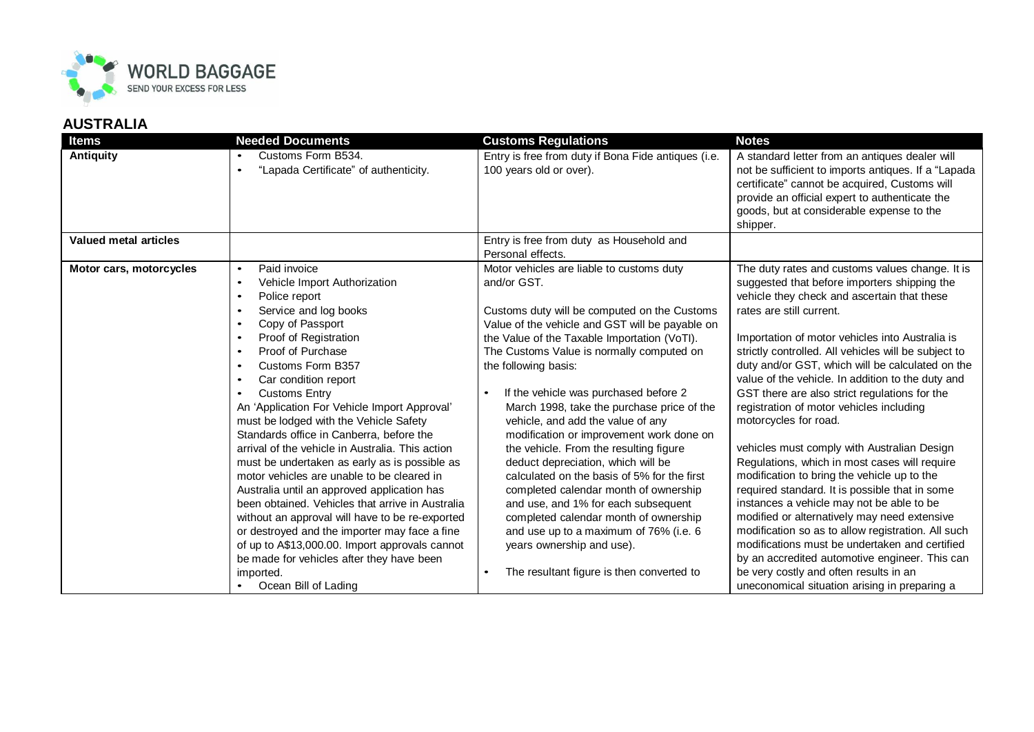## AUSTRALIA

| Items | Needed Documents | Customs Regulations | Notes |
|---|---|---|---|
| **Antiquity** | • Customs Form B534.<br>• "Lapada Certificate" of authenticity. | Entry is free from duty if Bona Fide antiques (i.e. 100 years old or over). | A standard letter from an antiques dealer will not be sufficient to imports antiques. If a "Lapada certificate" cannot be acquired, Customs will provide an official expert to authenticate the goods, but at considerable expense to the shipper. |
| **Valued metal articles** | | Entry is free from duty as Household and Personal effects. | |
| **Motor cars, motorcycles** | • Paid invoice<br>• Vehicle Import Authorization<br>• Police report<br>• Service and log books<br>• Copy of Passport<br>• Proof of Registration<br>• Proof of Purchase<br>• Customs Form B357<br>• Car condition report<br>• Customs Entry<br>An 'Application For Vehicle Import Approval' must be lodged with the Vehicle Safety Standards office in Canberra, before the arrival of the vehicle in Australia. This action must be undertaken as early as is possible as motor vehicles are unable to be cleared in Australia until an approved application has been obtained. Vehicles that arrive in Australia without an approval will have to be re-exported or destroyed and the importer may face a fine of up to A$13,000.00. Import approvals cannot be made for vehicles after they have been imported.<br>• Ocean Bill of Lading | Motor vehicles are liable to customs duty and/or GST.<br><br>Customs duty will be computed on the Customs Value of the vehicle and GST will be payable on the Value of the Taxable Importation (VoTI). The Customs Value is normally computed on the following basis:<br><br>• If the vehicle was purchased before 2 March 1998, take the purchase price of the vehicle, and add the value of any modification or improvement work done on the vehicle. From the resulting figure deduct depreciation, which will be calculated on the basis of 5% for the first completed calendar month of ownership and use, and 1% for each subsequent completed calendar month of ownership and use up to a maximum of 76% (i.e. 6 years ownership and use).<br><br>• The resultant figure is then converted to | The duty rates and customs values change. It is suggested that before importers shipping the vehicle they check and ascertain that these rates are still current.<br><br>Importation of motor vehicles into Australia is strictly controlled. All vehicles will be subject to duty and/or GST, which will be calculated on the value of the vehicle. In addition to the duty and GST there are also strict regulations for the registration of motor vehicles including motorcycles for road.<br><br>vehicles must comply with Australian Design Regulations, which in most cases will require modification to bring the vehicle up to the required standard. It is possible that in some instances a vehicle may not be able to be modified or alternatively may need extensive modification so as to allow registration. All such modifications must be undertaken and certified by an accredited automotive engineer. This can be very costly and often results in an uneconomical situation arising in preparing a |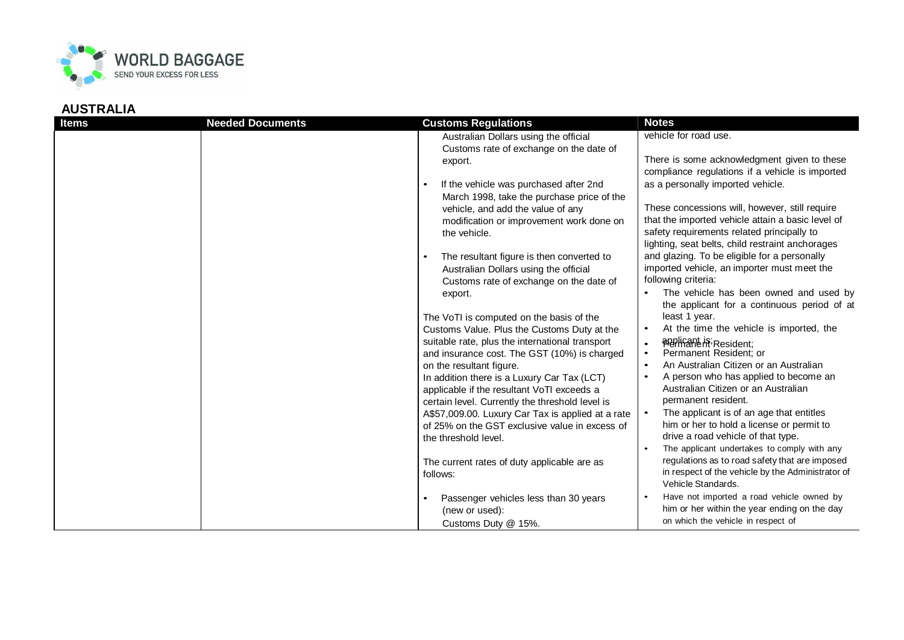## AUSTRALIA

| Items | Needed Documents | Customs Regulations | Notes |
|---|---|---|---|
| | | Australian Dollars using the official Customs rate of exchange on the date of export.<br><br>• If the vehicle was purchased after 2nd March 1998, take the purchase price of the vehicle, and add the value of any modification or improvement work done on the vehicle.<br><br>• The resultant figure is then converted to Australian Dollars using the official Customs rate of exchange on the date of export.<br><br>The VoTI is computed on the basis of the Customs Value. Plus the Customs Duty at the suitable rate, plus the international transport and insurance cost. The GST (10%) is charged on the resultant figure.<br>In addition there is a Luxury Car Tax (LCT) applicable if the resultant VoTI exceeds a certain level. Currently the threshold level is A$57,009.00. Luxury Car Tax is applied at a rate of 25% on the GST exclusive value in excess of the threshold level.<br><br>The current rates of duty applicable are as follows:<br><br>• Passenger vehicles less than 30 years (new or used):<br>Customs Duty @ 15%. | vehicle for road use.<br><br>There is some acknowledgment given to these compliance regulations if a vehicle is imported as a personally imported vehicle.<br><br>These concessions will, however, still require that the imported vehicle attain a basic level of safety requirements related principally to lighting, seat belts, child restraint anchorages and glazing. To be eligible for a personally imported vehicle, an importer must meet the following criteria:<br>• The vehicle has been owned and used by the applicant for a continuous period of at least 1 year.<br>• At the time the vehicle is imported, the applicant is:<br>• Permanent Resident;<br>• Permanent Resident; or<br>• An Australian Citizen or an Australian<br>• A person who has applied to become an Australian Citizen or an Australian permanent resident.<br>• The applicant is of an age that entitles him or her to hold a license or permit to drive a road vehicle of that type.<br>• The applicant undertakes to comply with any regulations as to road safety that are imposed in respect of the vehicle by the Administrator of Vehicle Standards.<br>• Have not imported a road vehicle owned by him or her within the year ending on the day on which the vehicle in respect of |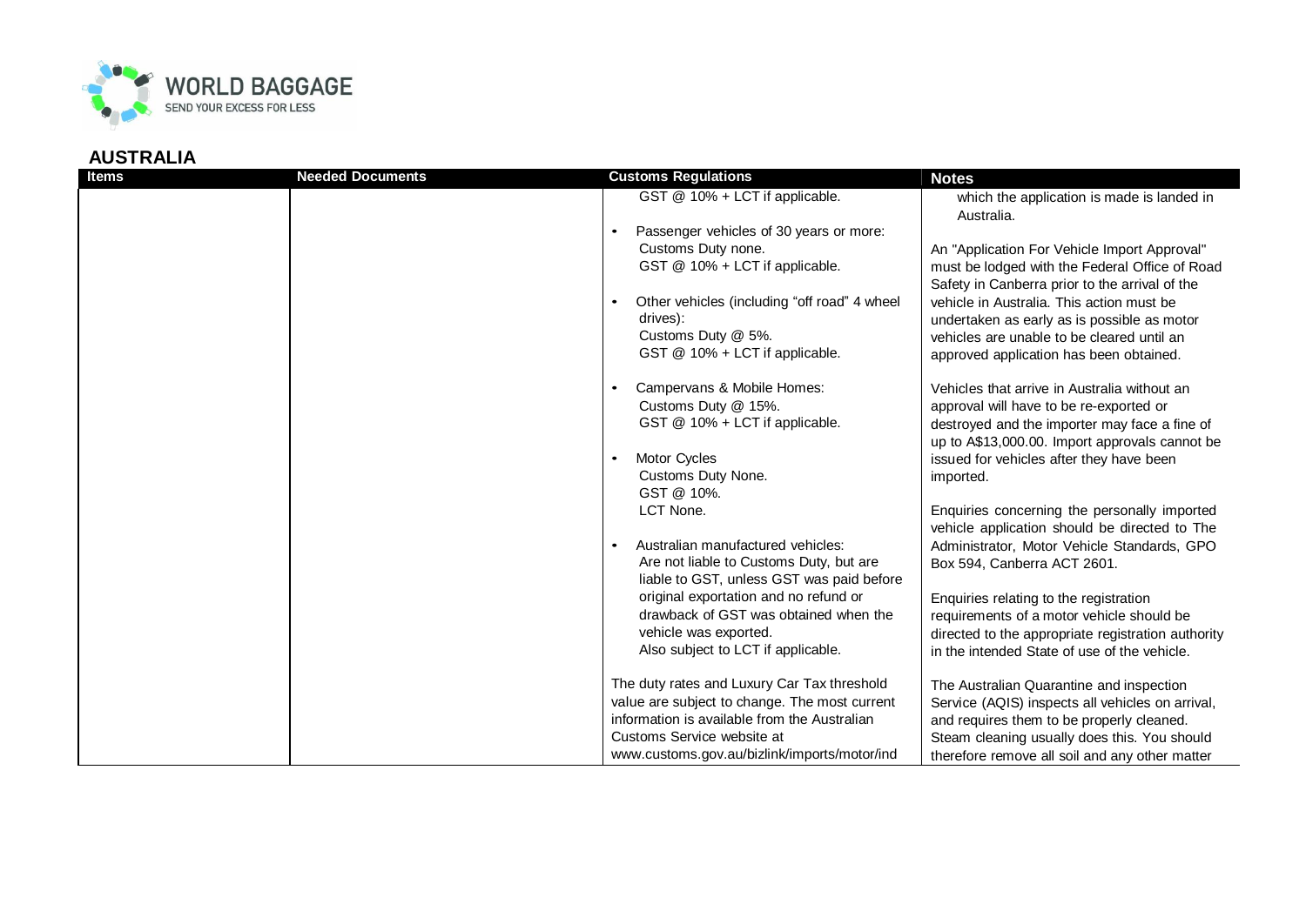## AUSTRALIA

| Items | Needed Documents | Customs Regulations | Notes |
|---|---|---|---|
| | | GST @ 10% + LCT if applicable.<br><br>• Passenger vehicles of 30 years or more:<br>Customs Duty none.<br>GST @ 10% + LCT if applicable.<br><br>• Other vehicles (including "off road" 4 wheel drives):<br>Customs Duty @ 5%.<br>GST @ 10% + LCT if applicable.<br><br>• Campervans & Mobile Homes:<br>Customs Duty @ 15%.<br>GST @ 10% + LCT if applicable.<br><br>• Motor Cycles<br>Customs Duty None.<br>GST @ 10%.<br>LCT None.<br><br>• Australian manufactured vehicles:<br>Are not liable to Customs Duty, but are liable to GST, unless GST was paid before original exportation and no refund or drawback of GST was obtained when the vehicle was exported.<br>Also subject to LCT if applicable.<br><br>The duty rates and Luxury Car Tax threshold value are subject to change. The most current information is available from the Australian Customs Service website at www.customs.gov.au/bizlink/imports/motor/ind | which the application is made is landed in Australia.<br><br>An "Application For Vehicle Import Approval" must be lodged with the Federal Office of Road Safety in Canberra prior to the arrival of the vehicle in Australia. This action must be undertaken as early as is possible as motor vehicles are unable to be cleared until an approved application has been obtained.<br><br>Vehicles that arrive in Australia without an approval will have to be re-exported or destroyed and the importer may face a fine of up to A$13,000.00. Import approvals cannot be issued for vehicles after they have been imported.<br><br>Enquiries concerning the personally imported vehicle application should be directed to The Administrator, Motor Vehicle Standards, GPO Box 594, Canberra ACT 2601.<br><br>Enquiries relating to the registration requirements of a motor vehicle should be directed to the appropriate registration authority in the intended State of use of the vehicle.<br><br>The Australian Quarantine and inspection Service (AQIS) inspects all vehicles on arrival, and requires them to be properly cleaned. Steam cleaning usually does this. You should therefore remove all soil and any other matter |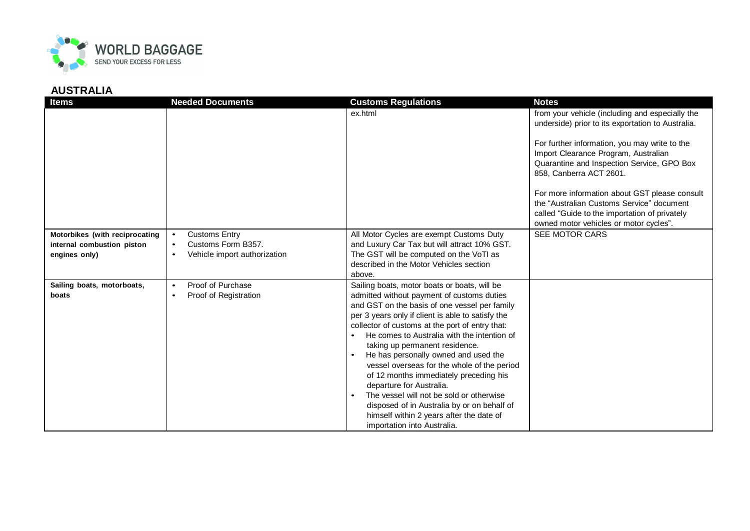## AUSTRALIA

| Items | Needed Documents | Customs Regulations | Notes |
|---|---|---|---|
| | | ex.html | from your vehicle (including and especially the underside) prior to its exportation to Australia.<br><br>For further information, you may write to the Import Clearance Program, Australian Quarantine and Inspection Service, GPO Box 858, Canberra ACT 2601.<br><br>For more information about GST please consult the "Australian Customs Service" document called "Guide to the importation of privately owned motor vehicles or motor cycles". |
| **Motorbikes (with reciprocating internal combustion piston engines only)** | • Customs Entry<br>• Customs Form B357.<br>• Vehicle import authorization | All Motor Cycles are exempt Customs Duty and Luxury Car Tax but will attract 10% GST. The GST will be computed on the VoTI as described in the Motor Vehicles section above. | SEE MOTOR CARS |
| **Sailing boats, motorboats, boats** | • Proof of Purchase<br>• Proof of Registration | Sailing boats, motor boats or boats, will be admitted without payment of customs duties and GST on the basis of one vessel per family per 3 years only if client is able to satisfy the collector of customs at the port of entry that:<br>• He comes to Australia with the intention of taking up permanent residence.<br>• He has personally owned and used the vessel overseas for the whole of the period of 12 months immediately preceding his departure for Australia.<br>• The vessel will not be sold or otherwise disposed of in Australia by or on behalf of himself within 2 years after the date of importation into Australia. | |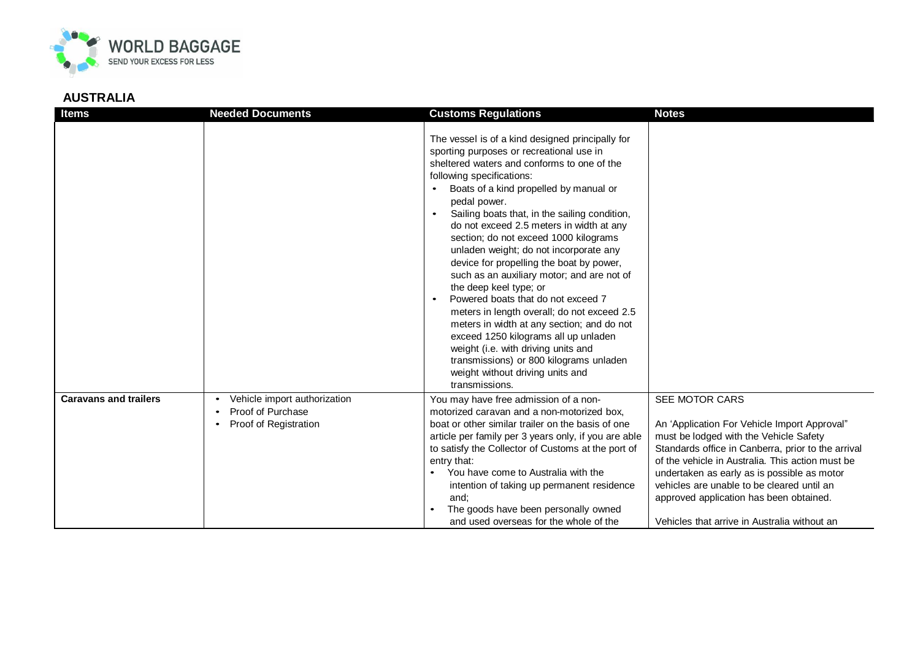## AUSTRALIA

| Items | Needed Documents | Customs Regulations | Notes |
|---|---|---|---|
| | | The vessel is of a kind designed principally for sporting purposes or recreational use in sheltered waters and conforms to one of the following specifications:<br>• Boats of a kind propelled by manual or pedal power.<br>• Sailing boats that, in the sailing condition, do not exceed 2.5 meters in width at any section; do not exceed 1000 kilograms unladen weight; do not incorporate any device for propelling the boat by power, such as an auxiliary motor; and are not of the deep keel type; or<br>• Powered boats that do not exceed 7 meters in length overall; do not exceed 2.5 meters in width at any section; and do not exceed 1250 kilograms all up unladen weight (i.e. with driving units and transmissions) or 800 kilograms unladen weight without driving units and transmissions. | |
| **Caravans and trailers** | • Vehicle import authorization<br>• Proof of Purchase<br>• Proof of Registration | You may have free admission of a non-motorized caravan and a non-motorized box, boat or other similar trailer on the basis of one article per family per 3 years only, if you are able to satisfy the Collector of Customs at the port of entry that:<br>• You have come to Australia with the intention of taking up permanent residence and;<br>• The goods have been personally owned and used overseas for the whole of the | SEE MOTOR CARS<br><br>An 'Application For Vehicle Import Approval" must be lodged with the Vehicle Safety Standards office in Canberra, prior to the arrival of the vehicle in Australia. This action must be undertaken as early as is possible as motor vehicles are unable to be cleared until an approved application has been obtained.<br><br>Vehicles that arrive in Australia without an |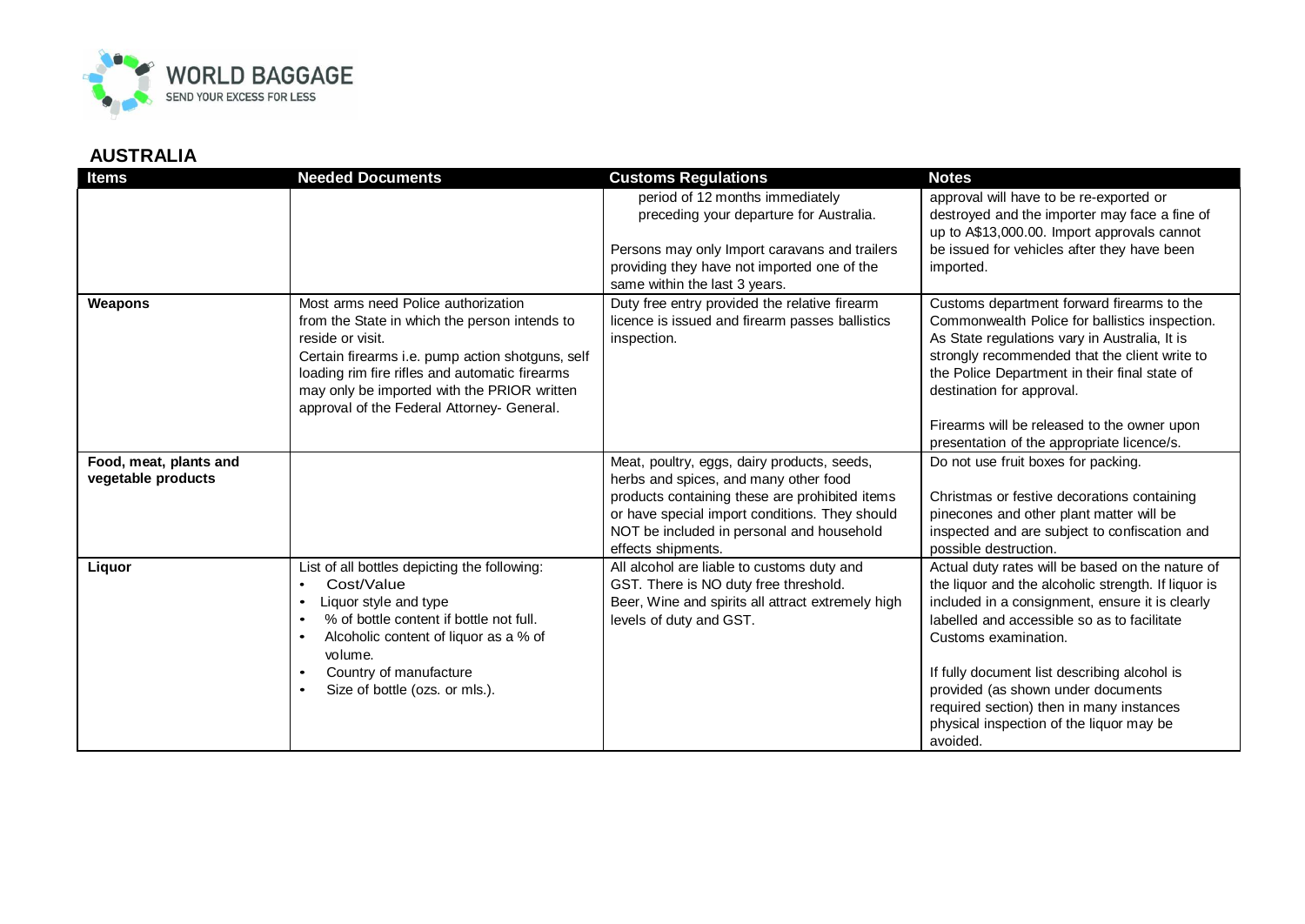## AUSTRALIA

| Items | Needed Documents | Customs Regulations | Notes |
|---|---|---|---|
| | | period of 12 months immediately preceding your departure for Australia.<br><br>Persons may only Import caravans and trailers providing they have not imported one of the same within the last 3 years. | approval will have to be re-exported or destroyed and the importer may face a fine of up to A$13,000.00. Import approvals cannot be issued for vehicles after they have been imported. |
| **Weapons** | Most arms need Police authorization from the State in which the person intends to reside or visit.<br>Certain firearms i.e. pump action shotguns, self loading rim fire rifles and automatic firearms may only be imported with the PRIOR written approval of the Federal Attorney- General. | Duty free entry provided the relative firearm licence is issued and firearm passes ballistics inspection. | Customs department forward firearms to the Commonwealth Police for ballistics inspection. As State regulations vary in Australia, It is strongly recommended that the client write to the Police Department in their final state of destination for approval.<br><br>Firearms will be released to the owner upon presentation of the appropriate licence/s. |
| **Food, meat, plants and vegetable products** | | Meat, poultry, eggs, dairy products, seeds, herbs and spices, and many other food products containing these are prohibited items or have special import conditions. They should NOT be included in personal and household effects shipments. | Do not use fruit boxes for packing.<br><br>Christmas or festive decorations containing pinecones and other plant matter will be inspected and are subject to confiscation and possible destruction. |
| **Liquor** | List of all bottles depicting the following:<br>• Cost/Value<br>• Liquor style and type<br>• % of bottle content if bottle not full.<br>• Alcoholic content of liquor as a % of volume.<br>• Country of manufacture<br>• Size of bottle (ozs. or mls.). | All alcohol are liable to customs duty and GST. There is NO duty free threshold. Beer, Wine and spirits all attract extremely high levels of duty and GST. | Actual duty rates will be based on the nature of the liquor and the alcoholic strength. If liquor is included in a consignment, ensure it is clearly labelled and accessible so as to facilitate Customs examination.<br><br>If fully document list describing alcohol is provided (as shown under documents required section) then in many instances physical inspection of the liquor may be avoided. |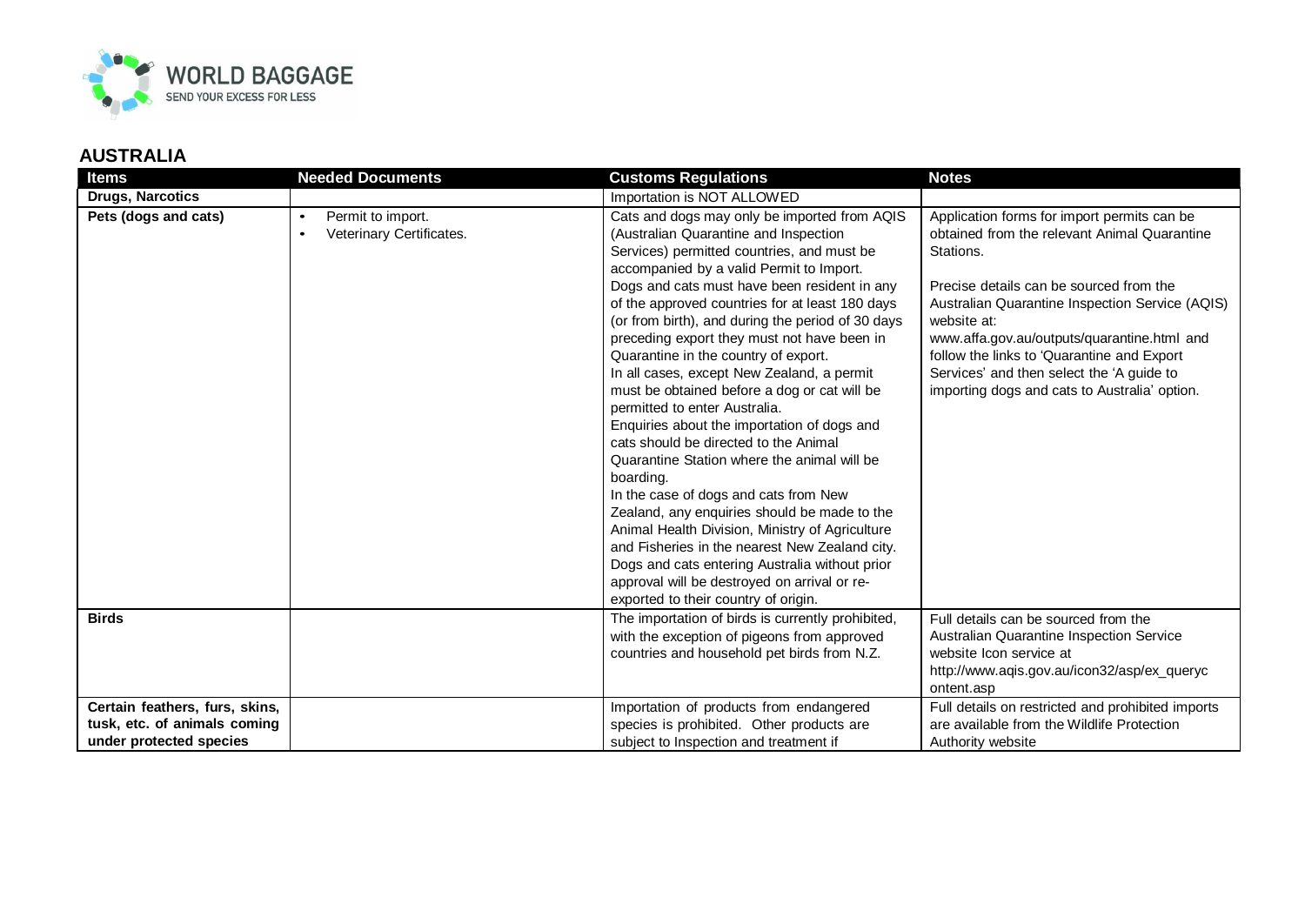## AUSTRALIA

| Items | Needed Documents | Customs Regulations | Notes |
|---|---|---|---|
| **Drugs, Narcotics** | | Importation is NOT ALLOWED | |
| **Pets (dogs and cats)** | • Permit to import.<br>• Veterinary Certificates. | Cats and dogs may only be imported from AQIS (Australian Quarantine and Inspection Services) permitted countries, and must be accompanied by a valid Permit to Import.<br>Dogs and cats must have been resident in any of the approved countries for at least 180 days (or from birth), and during the period of 30 days preceding export they must not have been in Quarantine in the country of export.<br>In all cases, except New Zealand, a permit must be obtained before a dog or cat will be permitted to enter Australia.<br>Enquiries about the importation of dogs and cats should be directed to the Animal Quarantine Station where the animal will be boarding.<br>In the case of dogs and cats from New Zealand, any enquiries should be made to the Animal Health Division, Ministry of Agriculture and Fisheries in the nearest New Zealand city.<br>Dogs and cats entering Australia without prior approval will be destroyed on arrival or re-exported to their country of origin. | Application forms for import permits can be obtained from the relevant Animal Quarantine Stations.<br><br>Precise details can be sourced from the Australian Quarantine Inspection Service (AQIS) website at:<br>www.affa.gov.au/outputs/quarantine.html and follow the links to 'Quarantine and Export Services' and then select the 'A guide to importing dogs and cats to Australia' option. |
| **Birds** | | The importation of birds is currently prohibited, with the exception of pigeons from approved countries and household pet birds from N.Z. | Full details can be sourced from the Australian Quarantine Inspection Service website Icon service at http://www.aqis.gov.au/icon32/asp/ex_querycontent.asp |
| **Certain feathers, furs, skins, tusk, etc. of animals coming under protected species** | | Importation of products from endangered species is prohibited. Other products are subject to Inspection and treatment if | Full details on restricted and prohibited imports are available from the Wildlife Protection Authority website |